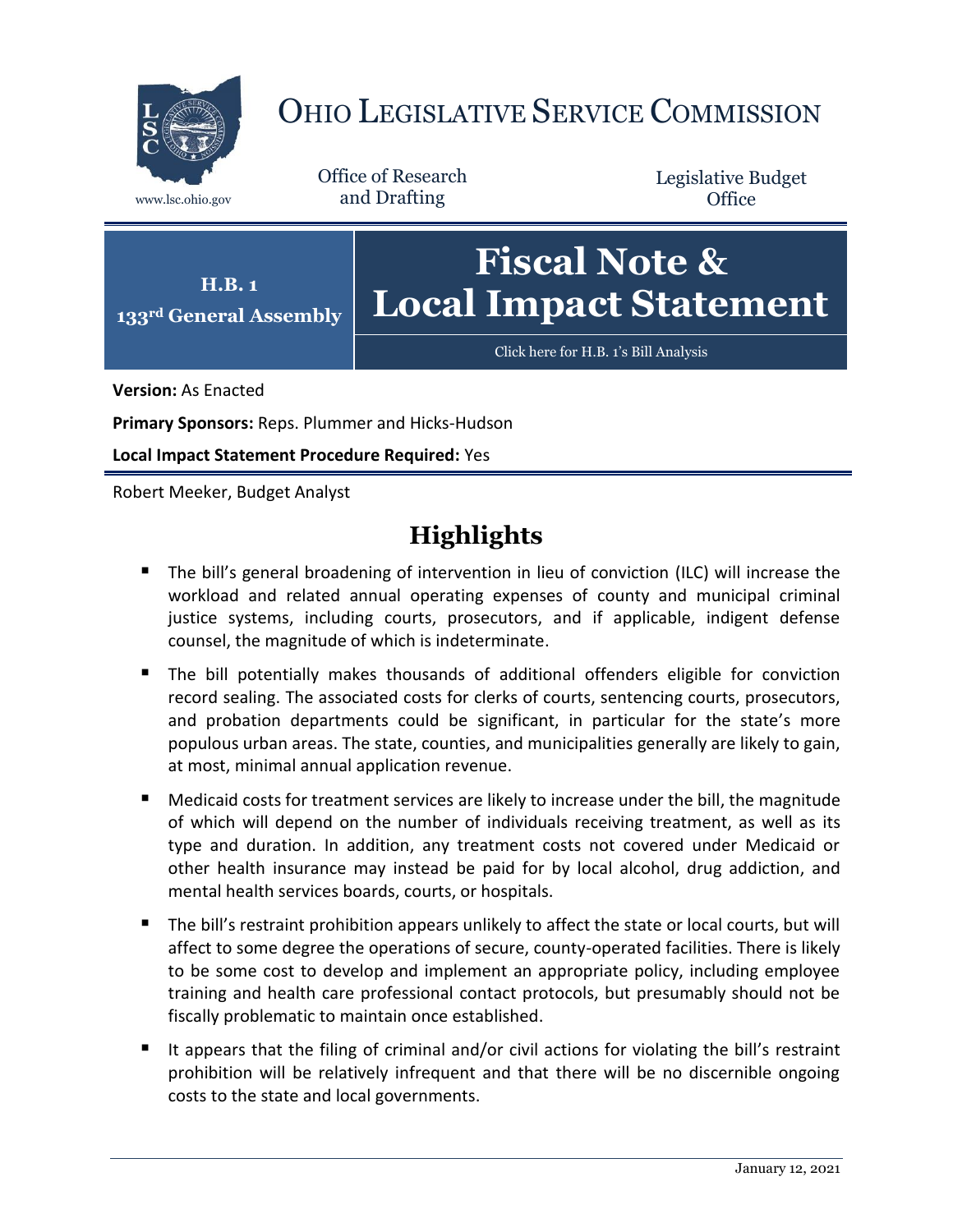# OHIO LEGISLATIVE SERVICE COMMISSION

www.lsc.ohio.gov

Office of Research and Drafting

Legislative Budget Office

**H.B. 1**
**133rd General Assembly**

# Fiscal Note & Local Impact Statement

Click here for H.B. 1's Bill Analysis

**Version:** As Enacted

**Primary Sponsors:** Reps. Plummer and Hicks-Hudson

**Local Impact Statement Procedure Required:** Yes

Robert Meeker, Budget Analyst

## Highlights

- The bill's general broadening of intervention in lieu of conviction (ILC) will increase the workload and related annual operating expenses of county and municipal criminal justice systems, including courts, prosecutors, and if applicable, indigent defense counsel, the magnitude of which is indeterminate.
- The bill potentially makes thousands of additional offenders eligible for conviction record sealing. The associated costs for clerks of courts, sentencing courts, prosecutors, and probation departments could be significant, in particular for the state's more populous urban areas. The state, counties, and municipalities generally are likely to gain, at most, minimal annual application revenue.
- Medicaid costs for treatment services are likely to increase under the bill, the magnitude of which will depend on the number of individuals receiving treatment, as well as its type and duration. In addition, any treatment costs not covered under Medicaid or other health insurance may instead be paid for by local alcohol, drug addiction, and mental health services boards, courts, or hospitals.
- The bill's restraint prohibition appears unlikely to affect the state or local courts, but will affect to some degree the operations of secure, county-operated facilities. There is likely to be some cost to develop and implement an appropriate policy, including employee training and health care professional contact protocols, but presumably should not be fiscally problematic to maintain once established.
- It appears that the filing of criminal and/or civil actions for violating the bill's restraint prohibition will be relatively infrequent and that there will be no discernible ongoing costs to the state and local governments.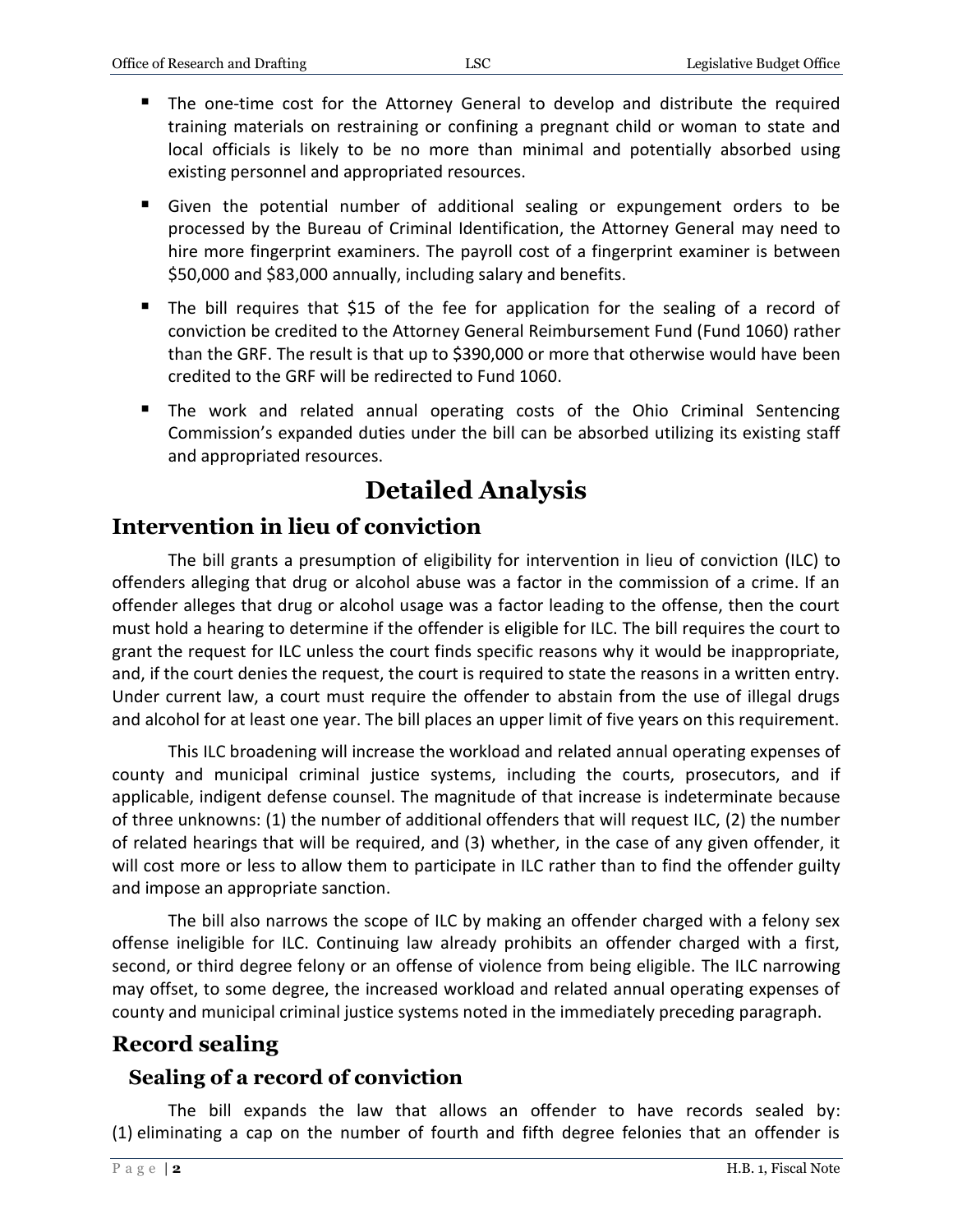- The one-time cost for the Attorney General to develop and distribute the required training materials on restraining or confining a pregnant child or woman to state and local officials is likely to be no more than minimal and potentially absorbed using existing personnel and appropriated resources.
- Given the potential number of additional sealing or expungement orders to be processed by the Bureau of Criminal Identification, the Attorney General may need to hire more fingerprint examiners. The payroll cost of a fingerprint examiner is between $50,000 and $83,000 annually, including salary and benefits.
- The bill requires that $15 of the fee for application for the sealing of a record of conviction be credited to the Attorney General Reimbursement Fund (Fund 1060) rather than the GRF. The result is that up to $390,000 or more that otherwise would have been credited to the GRF will be redirected to Fund 1060.
- The work and related annual operating costs of the Ohio Criminal Sentencing Commission's expanded duties under the bill can be absorbed utilizing its existing staff and appropriated resources.

# Detailed Analysis

## Intervention in lieu of conviction

The bill grants a presumption of eligibility for intervention in lieu of conviction (ILC) to offenders alleging that drug or alcohol abuse was a factor in the commission of a crime. If an offender alleges that drug or alcohol usage was a factor leading to the offense, then the court must hold a hearing to determine if the offender is eligible for ILC. The bill requires the court to grant the request for ILC unless the court finds specific reasons why it would be inappropriate, and, if the court denies the request, the court is required to state the reasons in a written entry. Under current law, a court must require the offender to abstain from the use of illegal drugs and alcohol for at least one year. The bill places an upper limit of five years on this requirement.

This ILC broadening will increase the workload and related annual operating expenses of county and municipal criminal justice systems, including the courts, prosecutors, and if applicable, indigent defense counsel. The magnitude of that increase is indeterminate because of three unknowns: (1) the number of additional offenders that will request ILC, (2) the number of related hearings that will be required, and (3) whether, in the case of any given offender, it will cost more or less to allow them to participate in ILC rather than to find the offender guilty and impose an appropriate sanction.

The bill also narrows the scope of ILC by making an offender charged with a felony sex offense ineligible for ILC. Continuing law already prohibits an offender charged with a first, second, or third degree felony or an offense of violence from being eligible. The ILC narrowing may offset, to some degree, the increased workload and related annual operating expenses of county and municipal criminal justice systems noted in the immediately preceding paragraph.

## Record sealing

### Sealing of a record of conviction

The bill expands the law that allows an offender to have records sealed by: (1) eliminating a cap on the number of fourth and fifth degree felonies that an offender is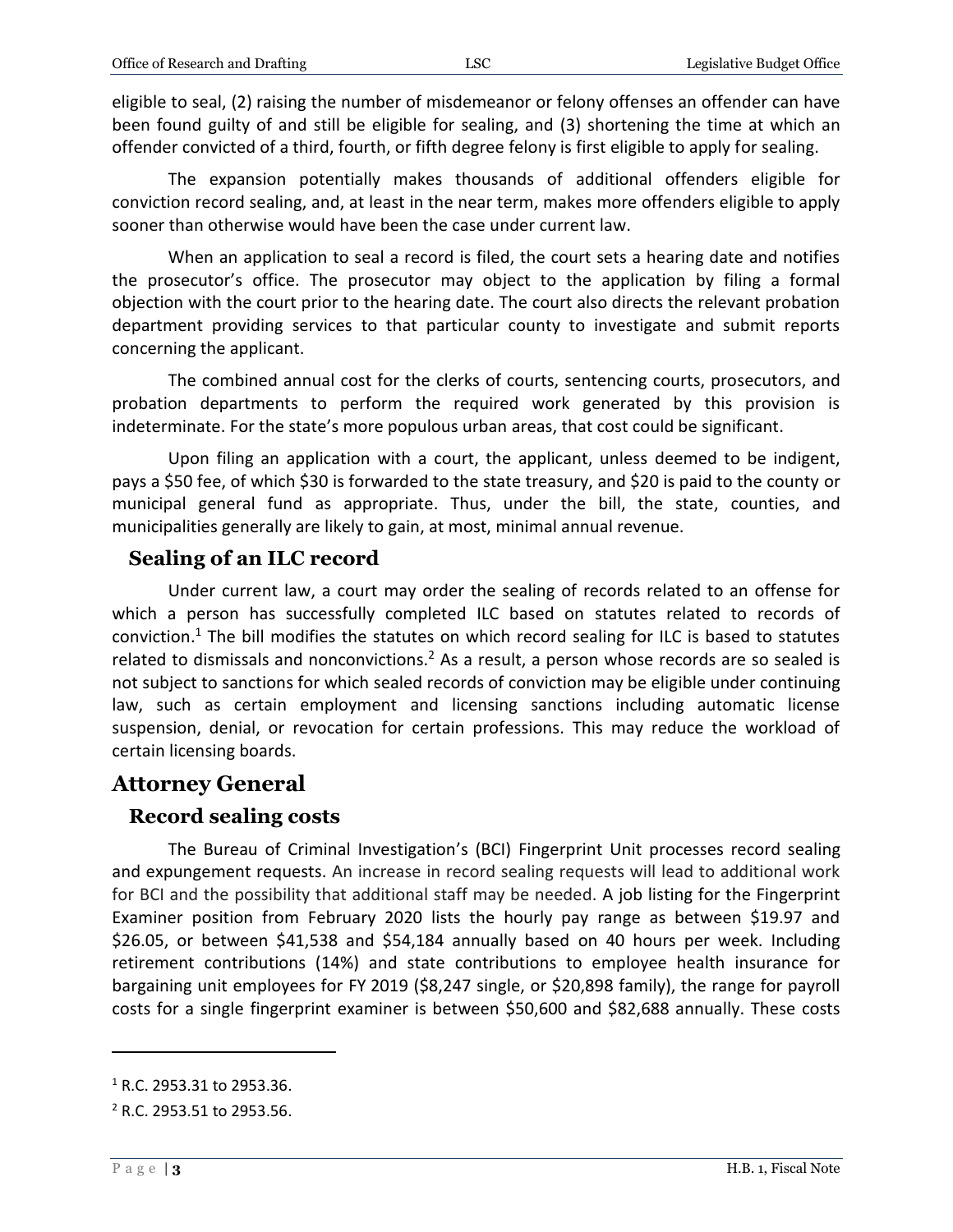eligible to seal, (2) raising the number of misdemeanor or felony offenses an offender can have been found guilty of and still be eligible for sealing, and (3) shortening the time at which an offender convicted of a third, fourth, or fifth degree felony is first eligible to apply for sealing.

The expansion potentially makes thousands of additional offenders eligible for conviction record sealing, and, at least in the near term, makes more offenders eligible to apply sooner than otherwise would have been the case under current law.

When an application to seal a record is filed, the court sets a hearing date and notifies the prosecutor's office. The prosecutor may object to the application by filing a formal objection with the court prior to the hearing date. The court also directs the relevant probation department providing services to that particular county to investigate and submit reports concerning the applicant.

The combined annual cost for the clerks of courts, sentencing courts, prosecutors, and probation departments to perform the required work generated by this provision is indeterminate. For the state's more populous urban areas, that cost could be significant.

Upon filing an application with a court, the applicant, unless deemed to be indigent, pays a $50 fee, of which $30 is forwarded to the state treasury, and $20 is paid to the county or municipal general fund as appropriate. Thus, under the bill, the state, counties, and municipalities generally are likely to gain, at most, minimal annual revenue.

### Sealing of an ILC record

Under current law, a court may order the sealing of records related to an offense for which a person has successfully completed ILC based on statutes related to records of conviction.[1] The bill modifies the statutes on which record sealing for ILC is based to statutes related to dismissals and nonconvictions.[2] As a result, a person whose records are so sealed is not subject to sanctions for which sealed records of conviction may be eligible under continuing law, such as certain employment and licensing sanctions including automatic license suspension, denial, or revocation for certain professions. This may reduce the workload of certain licensing boards.

## Attorney General

### Record sealing costs

The Bureau of Criminal Investigation's (BCI) Fingerprint Unit processes record sealing and expungement requests. An increase in record sealing requests will lead to additional work for BCI and the possibility that additional staff may be needed. A job listing for the Fingerprint Examiner position from February 2020 lists the hourly pay range as between $19.97 and $26.05, or between $41,538 and $54,184 annually based on 40 hours per week. Including retirement contributions (14%) and state contributions to employee health insurance for bargaining unit employees for FY 2019 ($8,247 single, or $20,898 family), the range for payroll costs for a single fingerprint examiner is between $50,600 and $82,688 annually. These costs

---

[1] R.C. 2953.31 to 2953.36.

[2] R.C. 2953.51 to 2953.56.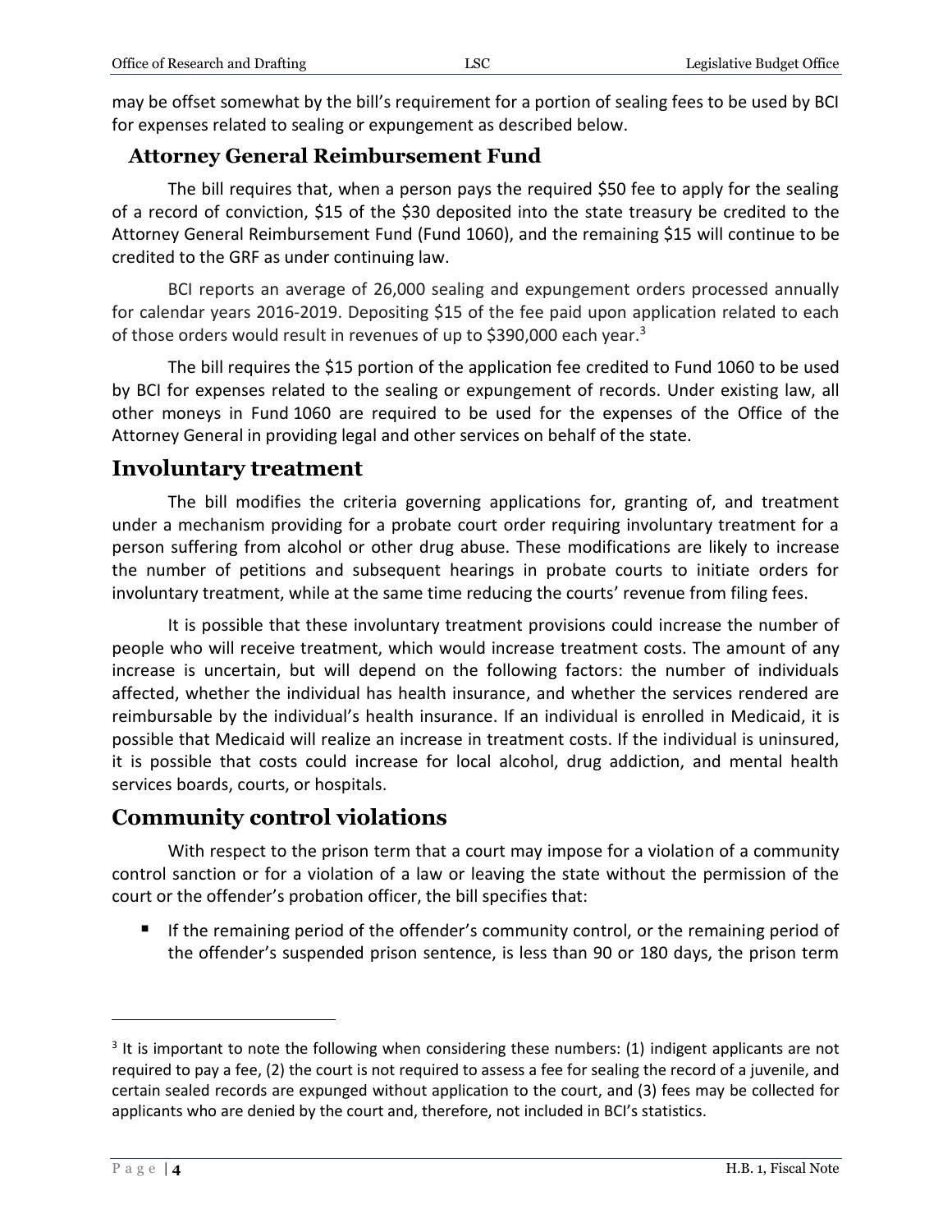may be offset somewhat by the bill's requirement for a portion of sealing fees to be used by BCI for expenses related to sealing or expungement as described below.

### Attorney General Reimbursement Fund

The bill requires that, when a person pays the required $50 fee to apply for the sealing of a record of conviction, $15 of the $30 deposited into the state treasury be credited to the Attorney General Reimbursement Fund (Fund 1060), and the remaining $15 will continue to be credited to the GRF as under continuing law.

BCI reports an average of 26,000 sealing and expungement orders processed annually for calendar years 2016-2019. Depositing $15 of the fee paid upon application related to each of those orders would result in revenues of up to $390,000 each year.[3]

The bill requires the $15 portion of the application fee credited to Fund 1060 to be used by BCI for expenses related to the sealing or expungement of records. Under existing law, all other moneys in Fund 1060 are required to be used for the expenses of the Office of the Attorney General in providing legal and other services on behalf of the state.

## Involuntary treatment

The bill modifies the criteria governing applications for, granting of, and treatment under a mechanism providing for a probate court order requiring involuntary treatment for a person suffering from alcohol or other drug abuse. These modifications are likely to increase the number of petitions and subsequent hearings in probate courts to initiate orders for involuntary treatment, while at the same time reducing the courts' revenue from filing fees.

It is possible that these involuntary treatment provisions could increase the number of people who will receive treatment, which would increase treatment costs. The amount of any increase is uncertain, but will depend on the following factors: the number of individuals affected, whether the individual has health insurance, and whether the services rendered are reimbursable by the individual's health insurance. If an individual is enrolled in Medicaid, it is possible that Medicaid will realize an increase in treatment costs. If the individual is uninsured, it is possible that costs could increase for local alcohol, drug addiction, and mental health services boards, courts, or hospitals.

## Community control violations

With respect to the prison term that a court may impose for a violation of a community control sanction or for a violation of a law or leaving the state without the permission of the court or the offender's probation officer, the bill specifies that:

- If the remaining period of the offender's community control, or the remaining period of the offender's suspended prison sentence, is less than 90 or 180 days, the prison term

---

[3] It is important to note the following when considering these numbers: (1) indigent applicants are not required to pay a fee, (2) the court is not required to assess a fee for sealing the record of a juvenile, and certain sealed records are expunged without application to the court, and (3) fees may be collected for applicants who are denied by the court and, therefore, not included in BCI's statistics.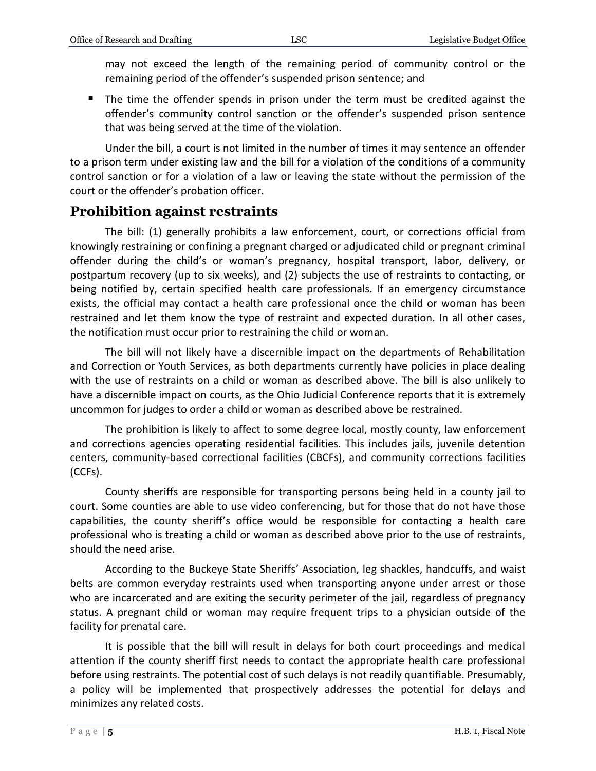may not exceed the length of the remaining period of community control or the remaining period of the offender's suspended prison sentence; and

- The time the offender spends in prison under the term must be credited against the offender's community control sanction or the offender's suspended prison sentence that was being served at the time of the violation.

Under the bill, a court is not limited in the number of times it may sentence an offender to a prison term under existing law and the bill for a violation of the conditions of a community control sanction or for a violation of a law or leaving the state without the permission of the court or the offender's probation officer.

## Prohibition against restraints

The bill: (1) generally prohibits a law enforcement, court, or corrections official from knowingly restraining or confining a pregnant charged or adjudicated child or pregnant criminal offender during the child's or woman's pregnancy, hospital transport, labor, delivery, or postpartum recovery (up to six weeks), and (2) subjects the use of restraints to contacting, or being notified by, certain specified health care professionals. If an emergency circumstance exists, the official may contact a health care professional once the child or woman has been restrained and let them know the type of restraint and expected duration. In all other cases, the notification must occur prior to restraining the child or woman.

The bill will not likely have a discernible impact on the departments of Rehabilitation and Correction or Youth Services, as both departments currently have policies in place dealing with the use of restraints on a child or woman as described above. The bill is also unlikely to have a discernible impact on courts, as the Ohio Judicial Conference reports that it is extremely uncommon for judges to order a child or woman as described above be restrained.

The prohibition is likely to affect to some degree local, mostly county, law enforcement and corrections agencies operating residential facilities. This includes jails, juvenile detention centers, community-based correctional facilities (CBCFs), and community corrections facilities (CCFs).

County sheriffs are responsible for transporting persons being held in a county jail to court. Some counties are able to use video conferencing, but for those that do not have those capabilities, the county sheriff's office would be responsible for contacting a health care professional who is treating a child or woman as described above prior to the use of restraints, should the need arise.

According to the Buckeye State Sheriffs' Association, leg shackles, handcuffs, and waist belts are common everyday restraints used when transporting anyone under arrest or those who are incarcerated and are exiting the security perimeter of the jail, regardless of pregnancy status. A pregnant child or woman may require frequent trips to a physician outside of the facility for prenatal care.

It is possible that the bill will result in delays for both court proceedings and medical attention if the county sheriff first needs to contact the appropriate health care professional before using restraints. The potential cost of such delays is not readily quantifiable. Presumably, a policy will be implemented that prospectively addresses the potential for delays and minimizes any related costs.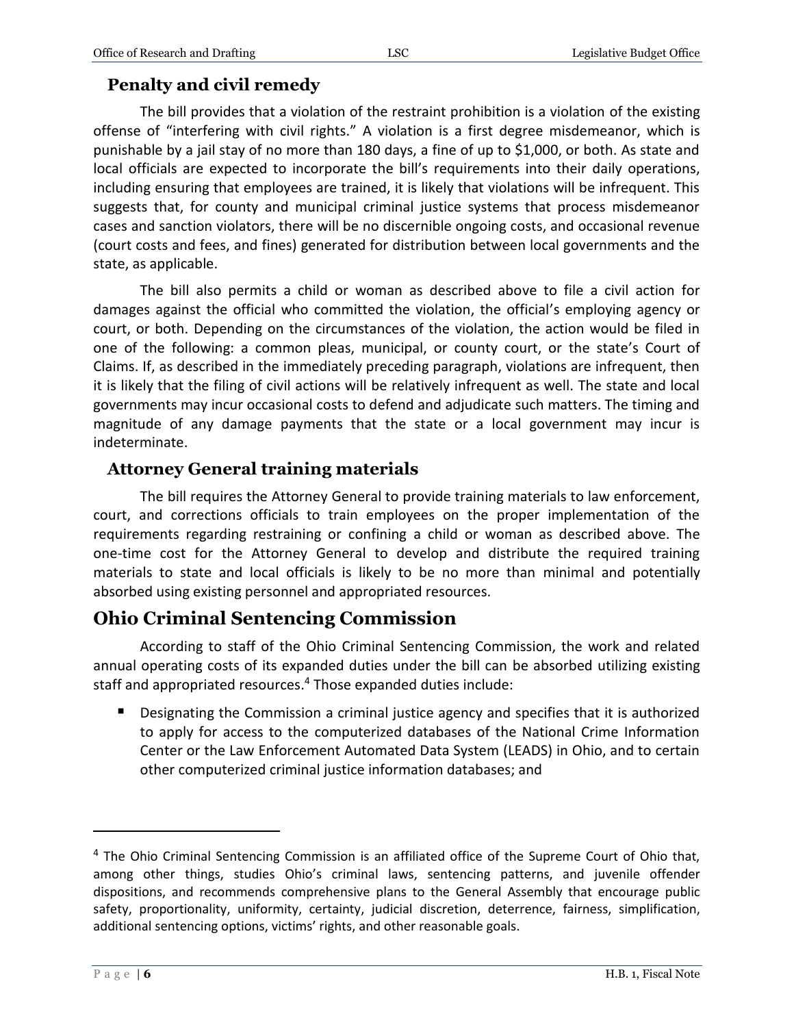### Penalty and civil remedy

The bill provides that a violation of the restraint prohibition is a violation of the existing offense of "interfering with civil rights." A violation is a first degree misdemeanor, which is punishable by a jail stay of no more than 180 days, a fine of up to $1,000, or both. As state and local officials are expected to incorporate the bill's requirements into their daily operations, including ensuring that employees are trained, it is likely that violations will be infrequent. This suggests that, for county and municipal criminal justice systems that process misdemeanor cases and sanction violators, there will be no discernible ongoing costs, and occasional revenue (court costs and fees, and fines) generated for distribution between local governments and the state, as applicable.

The bill also permits a child or woman as described above to file a civil action for damages against the official who committed the violation, the official's employing agency or court, or both. Depending on the circumstances of the violation, the action would be filed in one of the following: a common pleas, municipal, or county court, or the state's Court of Claims. If, as described in the immediately preceding paragraph, violations are infrequent, then it is likely that the filing of civil actions will be relatively infrequent as well. The state and local governments may incur occasional costs to defend and adjudicate such matters. The timing and magnitude of any damage payments that the state or a local government may incur is indeterminate.

### Attorney General training materials

The bill requires the Attorney General to provide training materials to law enforcement, court, and corrections officials to train employees on the proper implementation of the requirements regarding restraining or confining a child or woman as described above. The one-time cost for the Attorney General to develop and distribute the required training materials to state and local officials is likely to be no more than minimal and potentially absorbed using existing personnel and appropriated resources.

## Ohio Criminal Sentencing Commission

According to staff of the Ohio Criminal Sentencing Commission, the work and related annual operating costs of its expanded duties under the bill can be absorbed utilizing existing staff and appropriated resources.[4] Those expanded duties include:

- Designating the Commission a criminal justice agency and specifies that it is authorized to apply for access to the computerized databases of the National Crime Information Center or the Law Enforcement Automated Data System (LEADS) in Ohio, and to certain other computerized criminal justice information databases; and

---

[4] The Ohio Criminal Sentencing Commission is an affiliated office of the Supreme Court of Ohio that, among other things, studies Ohio's criminal laws, sentencing patterns, and juvenile offender dispositions, and recommends comprehensive plans to the General Assembly that encourage public safety, proportionality, uniformity, certainty, judicial discretion, deterrence, fairness, simplification, additional sentencing options, victims' rights, and other reasonable goals.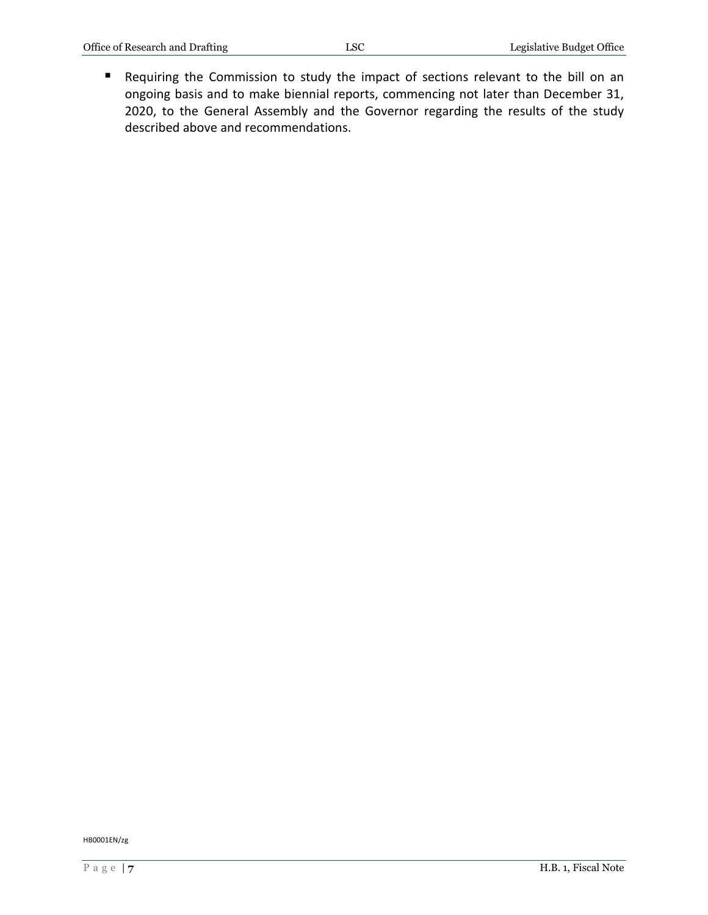- Requiring the Commission to study the impact of sections relevant to the bill on an ongoing basis and to make biennial reports, commencing not later than December 31, 2020, to the General Assembly and the Governor regarding the results of the study described above and recommendations.

HB0001EN/zg